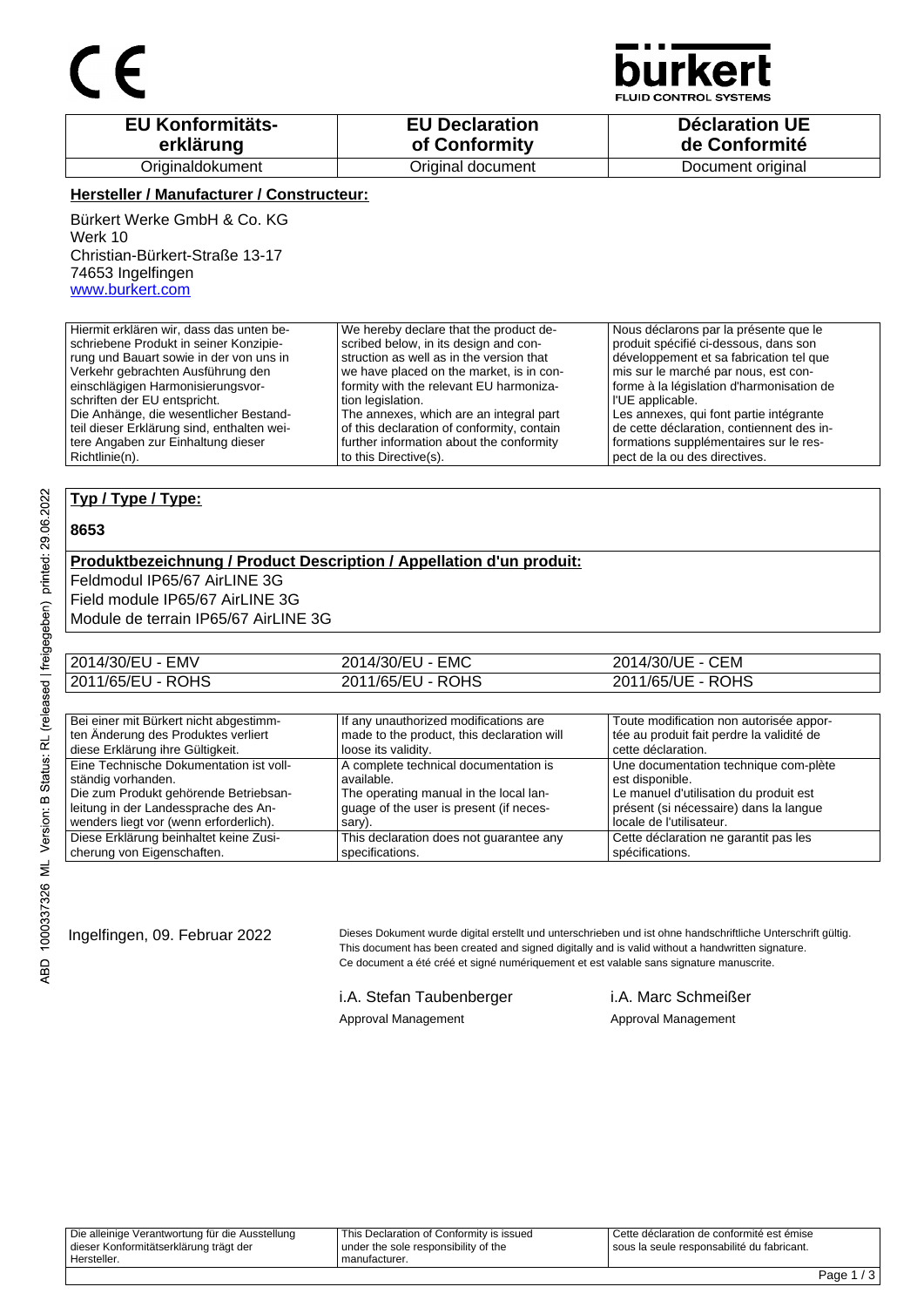CE

bürkert FLUID CONTROL SYSTEMS

| **EU Konformitäts-erklärung** | **EU Declaration of Conformity** | **Déclaration UE de Conformité** |
|---|---|---|
| Originaldokument | Original document | Document original |

**Hersteller / Manufacturer / Constructeur:**

Bürkert Werke GmbH & Co. KG
Werk 10
Christian-Bürkert-Straße 13-17
74653 Ingelfingen
www.burkert.com

| | | |
|---|---|---|
| Hiermit erklären wir, dass das unten beschriebene Produkt in seiner Konzipierung und Bauart sowie in der von uns in Verkehr gebrachten Ausführung den einschlägigen Harmonisierungsvorschriften der EU entspricht. Die Anhänge, die wesentlicher Bestandteil dieser Erklärung sind, enthalten weitere Angaben zur Einhaltung dieser Richtlinie(n). | We hereby declare that the product described below, in its design and construction as well as in the version that we have placed on the market, is in conformity with the relevant EU harmonization legislation. The annexes, which are an integral part of this declaration of conformity, contain further information about the conformity to this Directive(s). | Nous déclarons par la présente que le produit spécifié ci-dessous, dans son développement et sa fabrication tel que mis sur le marché par nous, est conforme à la législation d'harmonisation de l'UE applicable. Les annexes, qui font partie intégrante de cette déclaration, contiennent des informations supplémentaires sur le respect de la ou des directives. |

**Typ / Type / Type:**

**8653**

**Produktbezeichnung / Product Description / Appellation d'un produit:**

Feldmodul IP65/67 AirLINE 3G
Field module IP65/67 AirLINE 3G
Module de terrain IP65/67 AirLINE 3G

| | | |
|---|---|---|
| 2014/30/EU - EMV | 2014/30/EU - EMC | 2014/30/UE - CEM |
| 2011/65/EU - ROHS | 2011/65/EU - ROHS | 2011/65/UE - ROHS |

| | | |
|---|---|---|
| Bei einer mit Bürkert nicht abgestimmten Änderung des Produktes verliert diese Erklärung ihre Gültigkeit. | If any unauthorized modifications are made to the product, this declaration will loose its validity. | Toute modification non autorisée apportée au produit fait perdre la validité de cette déclaration. |
| Eine Technische Dokumentation ist vollständig vorhanden. Die zum Produkt gehörende Betriebsanleitung in der Landessprache des Anwenders liegt vor (wenn erforderlich). | A complete technical documentation is available. The operating manual in the local language of the user is present (if necessary). | Une documentation technique com-plète est disponible. Le manuel d'utilisation du produit est présent (si nécessaire) dans la langue locale de l'utilisateur. |
| Diese Erklärung beinhaltet keine Zusicherung von Eigenschaften. | This declaration does not guarantee any specifications. | Cette déclaration ne garantit pas les spécifications. |

Ingelfingen, 09. Februar 2022

Dieses Dokument wurde digital erstellt und unterschrieben und ist ohne handschriftliche Unterschrift gültig.
This document has been created and signed digitally and is valid without a handwritten signature.
Ce document a été créé et signé numériquement et est valable sans signature manuscrite.

i.A. Stefan Taubenberger
Approval Management

i.A. Marc Schmeißer
Approval Management

| | | |
|---|---|---|
| Die alleinige Verantwortung für die Ausstellung dieser Konformitätserklärung trägt der Hersteller. | This Declaration of Conformity is issued under the sole responsibility of the manufacturer. | Cette déclaration de conformité est émise sous la seule responsabilité du fabricant. |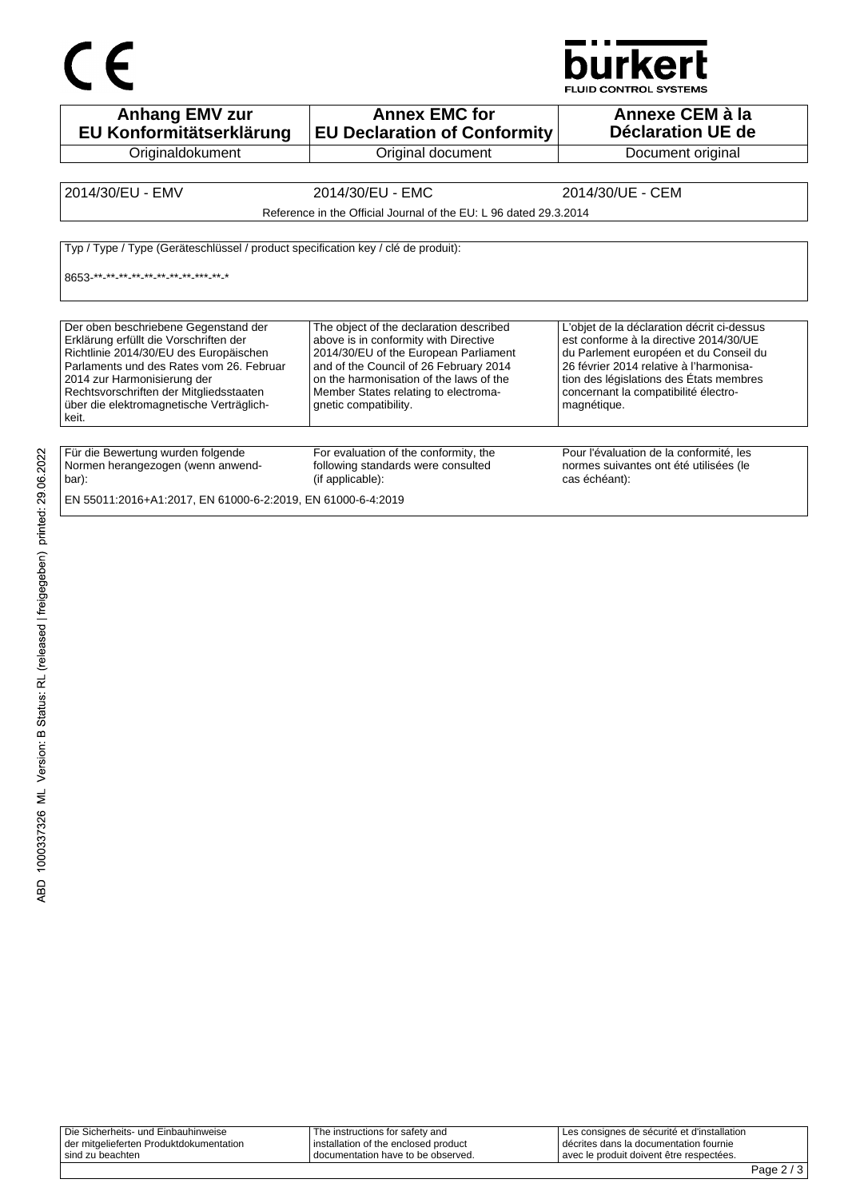| Anhang EMV zur EU Konformitätserklärung | Annex EMC for EU Declaration of Conformity | Annexe CEM à la Déclaration UE de |
|---|---|---|
| Originaldokument | Original document | Document original |

| 2014/30/EU - EMV | 2014/30/EU - EMC | 2014/30/UE - CEM |
|---|---|---|
| | Reference in the Official Journal of the EU: L 96 dated 29.3.2014 | |

Typ / Type / Type (Geräteschlüssel / product specification key / clé de produit):

8653-**-**-**-**-**-**-**-**-***-**-*

| Der oben beschriebene Gegenstand der Erklärung erfüllt die Vorschriften der Richtlinie 2014/30/EU des Europäischen Parlaments und des Rates vom 26. Februar 2014 zur Harmonisierung der Rechtsvorschriften der Mitgliedsstaaten über die elektromagnetische Verträglichkeit. | The object of the declaration described above is in conformity with Directive 2014/30/EU of the European Parliament and of the Council of 26 February 2014 on the harmonisation of the laws of the Member States relating to electromagnetic compatibility. | L'objet de la déclaration décrit ci-dessus est conforme à la directive 2014/30/UE du Parlement européen et du Conseil du 26 février 2014 relative à l'harmonisation des législations des États membres concernant la compatibilité électromagnétique. |
|---|---|---|

| Für die Bewertung wurden folgende Normen herangezogen (wenn anwendbar): | For evaluation of the conformity, the following standards were consulted (if applicable): | Pour l'évaluation de la conformité, les normes suivantes ont été utilisées (le cas échéant): |
|---|---|---|

EN 55011:2016+A1:2017, EN 61000-6-2:2019, EN 61000-6-4:2019

ABD 1000337326 ML Version: B Status: RL (released | freigegeben) printed: 29.06.2022

| Die Sicherheits- und Einbauhinweise der mitgelieferten Produktdokumentation sind zu beachten | The instructions for safety and installation of the enclosed product documentation have to be observed. | Les consignes de sécurité et d'installation décrites dans la documentation fournie avec le produit doivent être respectées. |
|---|---|---|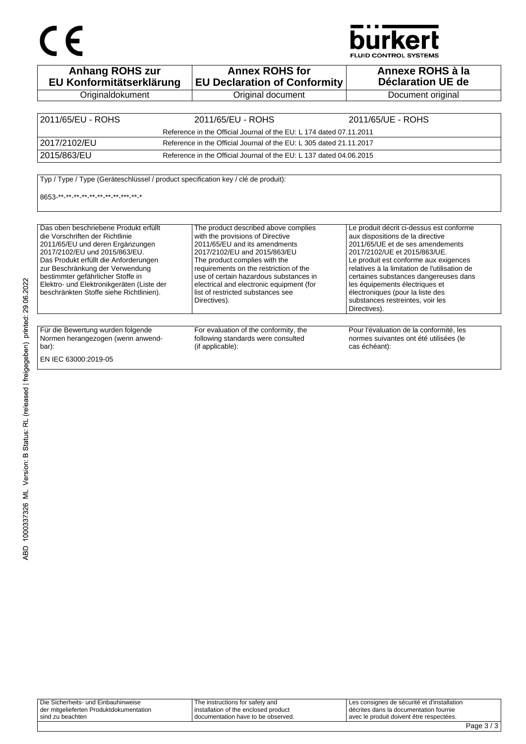CE

bürkert
FLUID CONTROL SYSTEMS

| Anhang ROHS zur EU Konformitätserklärung | Annex ROHS for EU Declaration of Conformity | Annexe ROHS à la Déclaration UE de |
|---|---|---|
| Originaldokument | Original document | Document original |

| | | |
|---|---|---|
| 2011/65/EU - ROHS | 2011/65/EU - ROHS | 2011/65/UE - ROHS |
| | Reference in the Official Journal of the EU: L 174 dated 07.11.2011 | |
| 2017/2102/EU | Reference in the Official Journal of the EU: L 305 dated 21.11.2017 | |
| 2015/863/EU | Reference in the Official Journal of the EU: L 137 dated 04.06.2015 | |

Typ / Type / Type (Geräteschlüssel / product specification key / clé de produit):

8653-**-**-**-**-**-**-**-**-***-**-*

| | | |
|---|---|---|
| Das oben beschriebene Produkt erfüllt die Vorschriften der Richtlinie 2011/65/EU und deren Ergänzungen 2017/2102/EU und 2015/863/EU. Das Produkt erfüllt die Anforderungen zur Beschränkung der Verwendung bestimmter gefährlicher Stoffe in Elektro- und Elektronikgeräten (Liste der beschränkten Stoffe siehe Richtlinien). | The product described above complies with the provisions of Directive 2011/65/EU and its amendments 2017/2102/EU and 2015/863/EU The product complies with the requirements on the restriction of the use of certain hazardous substances in electrical and electronic equipment (for list of restricted substances see Directives). | Le produit décrit ci-dessus est conforme aux dispositions de la directive 2011/65/UE et de ses amendements 2017/2102/UE et 2015/863/UE. Le produit est conforme aux exigences relatives à la limitation de l'utilisation de certaines substances dangereuses dans les équipements électriques et électroniques (pour la liste des substances restreintes, voir les Directives). |

| | | |
|---|---|---|
| Für die Bewertung wurden folgende Normen herangezogen (wenn anwendbar): | For evaluation of the conformity, the following standards were consulted (if applicable): | Pour l'évaluation de la conformité, les normes suivantes ont été utilisées (le cas échéant): |

EN IEC 63000:2019-05

ABD 1000337326 ML Version: B Status: RL (released | freigegeben) printed: 29.06.2022

| | | |
|---|---|---|
| Die Sicherheits- und Einbauhinweise der mitgelieferten Produktdokumentation sind zu beachten | The instructions for safety and installation of the enclosed product documentation have to be observed. | Les consignes de sécurité et d'installation décrites dans la documentation fournie avec le produit doivent être respectées. |